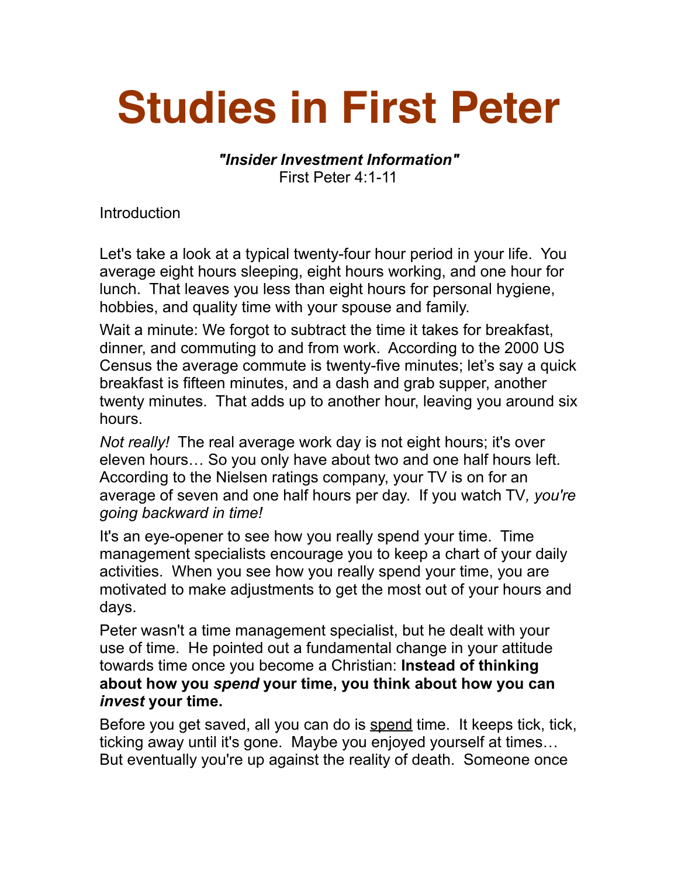# Studies in First Peter

***"Insider Investment Information"***
First Peter 4:1-11

Introduction

Let's take a look at a typical twenty-four hour period in your life. You average eight hours sleeping, eight hours working, and one hour for lunch. That leaves you less than eight hours for personal hygiene, hobbies, and quality time with your spouse and family.

Wait a minute: We forgot to subtract the time it takes for breakfast, dinner, and commuting to and from work. According to the 2000 US Census the average commute is twenty-five minutes; let's say a quick breakfast is fifteen minutes, and a dash and grab supper, another twenty minutes. That adds up to another hour, leaving you around six hours.

*Not really!* The real average work day is not eight hours; it's over eleven hours… So you only have about two and one half hours left. According to the Nielsen ratings company, your TV is on for an average of seven and one half hours per day. If you watch TV*, you're going backward in time!*

It's an eye-opener to see how you really spend your time. Time management specialists encourage you to keep a chart of your daily activities. When you see how you really spend your time, you are motivated to make adjustments to get the most out of your hours and days.

Peter wasn't a time management specialist, but he dealt with your use of time. He pointed out a fundamental change in your attitude towards time once you become a Christian: **Instead of thinking about how you *spend* your time, you think about how you can *invest* your time.**

Before you get saved, all you can do is spend time. It keeps tick, tick, ticking away until it's gone. Maybe you enjoyed yourself at times… But eventually you're up against the reality of death. Someone once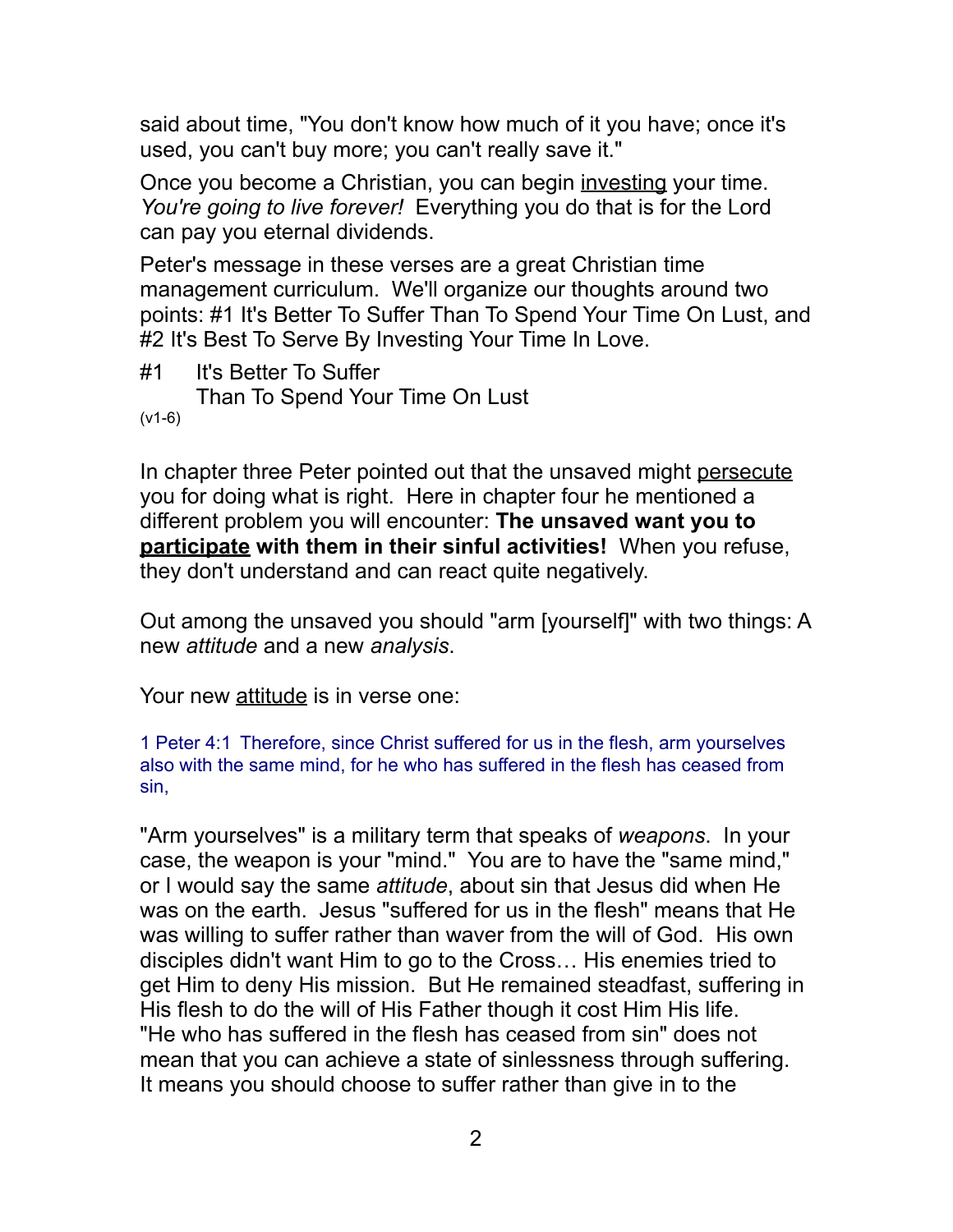said about time, "You don't know how much of it you have; once it's used, you can't buy more; you can't really save it."

Once you become a Christian, you can begin investing your time. *You're going to live forever!* Everything you do that is for the Lord can pay you eternal dividends.

Peter's message in these verses are a great Christian time management curriculum. We'll organize our thoughts around two points: #1 It's Better To Suffer Than To Spend Your Time On Lust, and #2 It's Best To Serve By Investing Your Time In Love.

## #1 It's Better To Suffer Than To Spend Your Time On Lust

(v1-6)

In chapter three Peter pointed out that the unsaved might persecute you for doing what is right. Here in chapter four he mentioned a different problem you will encounter: **The unsaved want you to participate with them in their sinful activities!** When you refuse, they don't understand and can react quite negatively.

Out among the unsaved you should "arm [yourself]" with two things: A new *attitude* and a new *analysis*.

Your new attitude is in verse one:

1 Peter 4:1 Therefore, since Christ suffered for us in the flesh, arm yourselves also with the same mind, for he who has suffered in the flesh has ceased from sin,

"Arm yourselves" is a military term that speaks of *weapons*. In your case, the weapon is your "mind." You are to have the "same mind," or I would say the same *attitude*, about sin that Jesus did when He was on the earth. Jesus "suffered for us in the flesh" means that He was willing to suffer rather than waver from the will of God. His own disciples didn't want Him to go to the Cross… His enemies tried to get Him to deny His mission. But He remained steadfast, suffering in His flesh to do the will of His Father though it cost Him His life. "He who has suffered in the flesh has ceased from sin" does not mean that you can achieve a state of sinlessness through suffering. It means you should choose to suffer rather than give in to the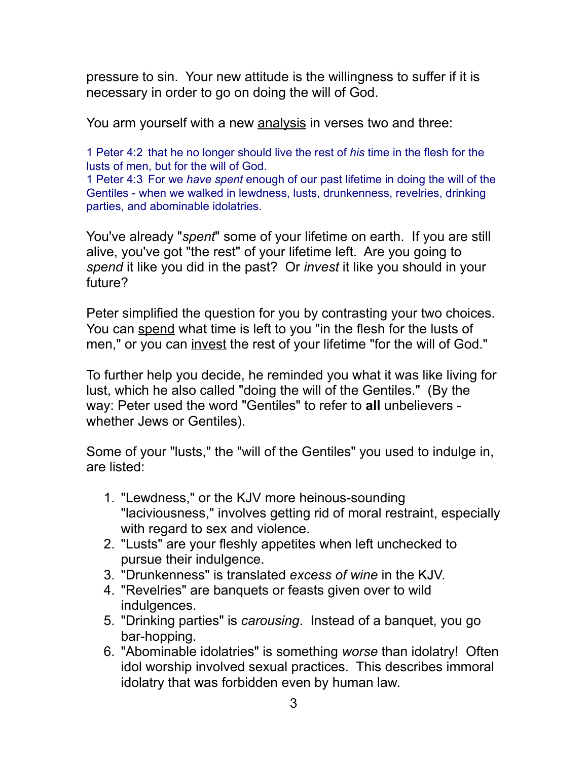pressure to sin. Your new attitude is the willingness to suffer if it is necessary in order to go on doing the will of God.

You arm yourself with a new <u>analysis</u> in verses two and three:

1 Peter 4:2 that he no longer should live the rest of *his* time in the flesh for the lusts of men, but for the will of God.
1 Peter 4:3 For we *have spent* enough of our past lifetime in doing the will of the Gentiles - when we walked in lewdness, lusts, drunkenness, revelries, drinking parties, and abominable idolatries.

You've already "*spent*" some of your lifetime on earth. If you are still alive, you've got "the rest" of your lifetime left. Are you going to *spend* it like you did in the past? Or *invest* it like you should in your future?

Peter simplified the question for you by contrasting your two choices. You can <u>spend</u> what time is left to you "in the flesh for the lusts of men," or you can <u>invest</u> the rest of your lifetime "for the will of God."

To further help you decide, he reminded you what it was like living for lust, which he also called "doing the will of the Gentiles." (By the way: Peter used the word "Gentiles" to refer to **all** unbelievers - whether Jews or Gentiles).

Some of your "lusts," the "will of the Gentiles" you used to indulge in, are listed:

1. "Lewdness," or the KJV more heinous-sounding "laciviousness," involves getting rid of moral restraint, especially with regard to sex and violence.
2. "Lusts" are your fleshly appetites when left unchecked to pursue their indulgence.
3. "Drunkenness" is translated *excess of wine* in the KJV.
4. "Revelries" are banquets or feasts given over to wild indulgences.
5. "Drinking parties" is *carousing*. Instead of a banquet, you go bar-hopping.
6. "Abominable idolatries" is something *worse* than idolatry! Often idol worship involved sexual practices. This describes immoral idolatry that was forbidden even by human law.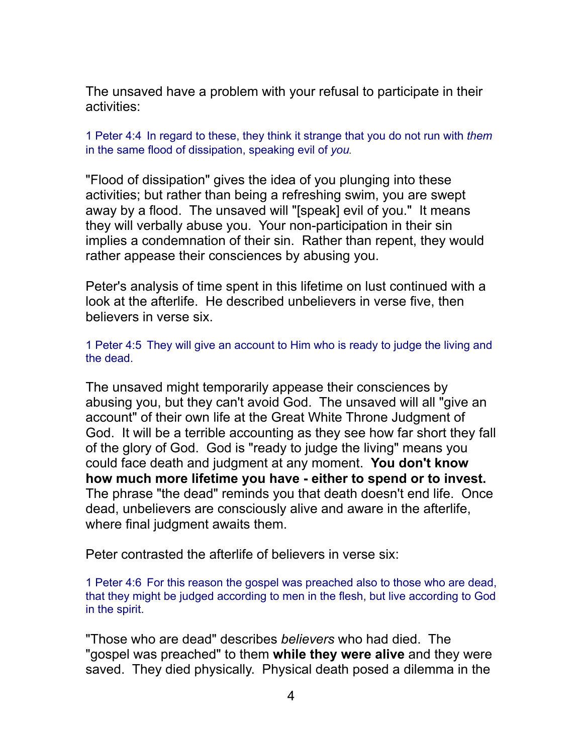The unsaved have a problem with your refusal to participate in their activities:

1 Peter 4:4  In regard to these, they think it strange that you do not run with *them* in the same flood of dissipation, speaking evil of *you.*

"Flood of dissipation" gives the idea of you plunging into these activities; but rather than being a refreshing swim, you are swept away by a flood.  The unsaved will "[speak] evil of you."  It means they will verbally abuse you.  Your non-participation in their sin implies a condemnation of their sin.  Rather than repent, they would rather appease their consciences by abusing you.

Peter's analysis of time spent in this lifetime on lust continued with a look at the afterlife.  He described unbelievers in verse five, then believers in verse six.

1 Peter 4:5  They will give an account to Him who is ready to judge the living and the dead.

The unsaved might temporarily appease their consciences by abusing you, but they can't avoid God.  The unsaved will all "give an account" of their own life at the Great White Throne Judgment of God.  It will be a terrible accounting as they see how far short they fall of the glory of God.  God is "ready to judge the living" means you could face death and judgment at any moment.  **You don't know how much more lifetime you have - either to spend or to invest.** The phrase "the dead" reminds you that death doesn't end life.  Once dead, unbelievers are consciously alive and aware in the afterlife, where final judgment awaits them.

Peter contrasted the afterlife of believers in verse six:

1 Peter 4:6  For this reason the gospel was preached also to those who are dead, that they might be judged according to men in the flesh, but live according to God in the spirit.

"Those who are dead" describes *believers* who had died.  The "gospel was preached" to them **while they were alive** and they were saved.  They died physically.  Physical death posed a dilemma in the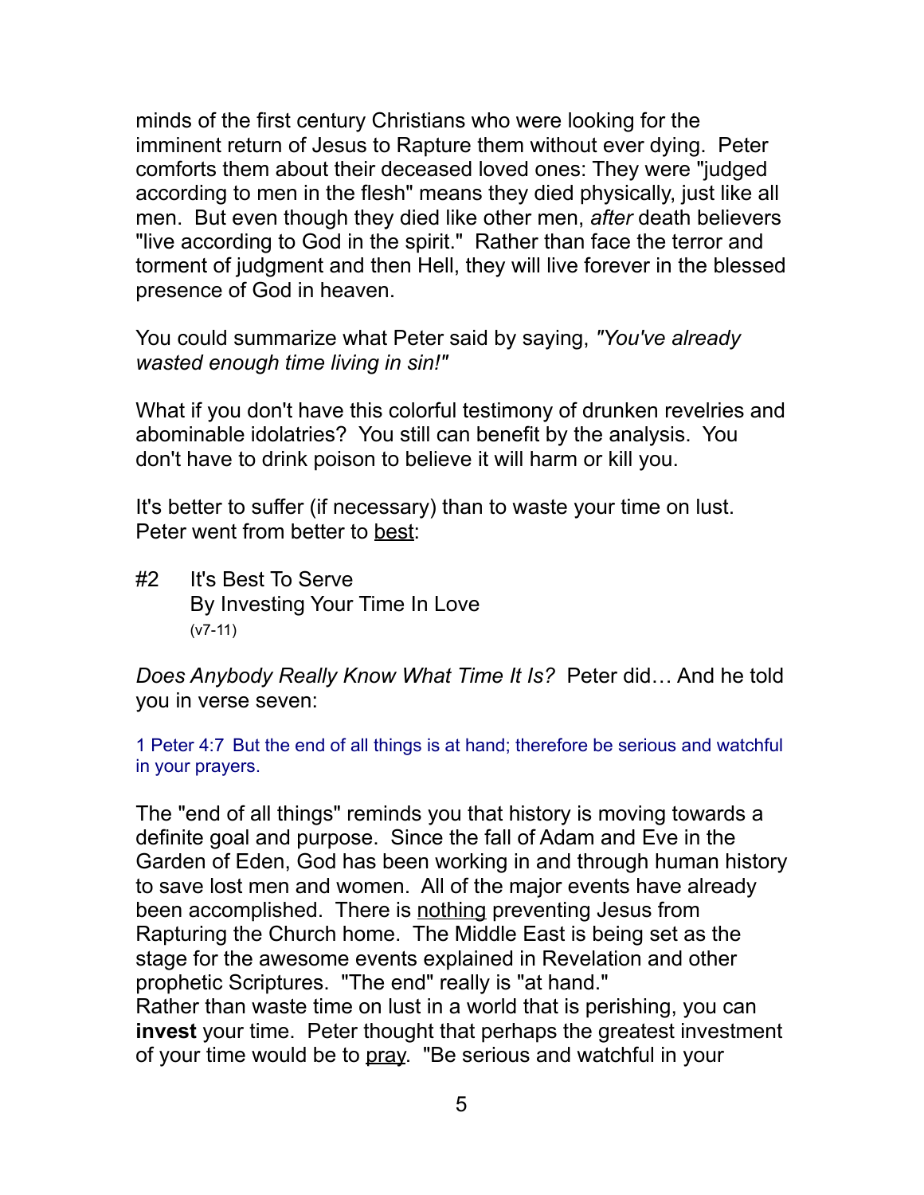minds of the first century Christians who were looking for the imminent return of Jesus to Rapture them without ever dying. Peter comforts them about their deceased loved ones: They were "judged according to men in the flesh" means they died physically, just like all men. But even though they died like other men, *after* death believers "live according to God in the spirit." Rather than face the terror and torment of judgment and then Hell, they will live forever in the blessed presence of God in heaven.

You could summarize what Peter said by saying, *"You've already wasted enough time living in sin!"*

What if you don't have this colorful testimony of drunken revelries and abominable idolatries? You still can benefit by the analysis. You don't have to drink poison to believe it will harm or kill you.

It's better to suffer (if necessary) than to waste your time on lust. Peter went from better to <u>best</u>:

#2 It's Best To Serve
By Investing Your Time In Love
(v7-11)

*Does Anybody Really Know What Time It Is?* Peter did… And he told you in verse seven:

1 Peter 4:7 But the end of all things is at hand; therefore be serious and watchful in your prayers.

The "end of all things" reminds you that history is moving towards a definite goal and purpose. Since the fall of Adam and Eve in the Garden of Eden, God has been working in and through human history to save lost men and women. All of the major events have already been accomplished. There is <u>nothing</u> preventing Jesus from Rapturing the Church home. The Middle East is being set as the stage for the awesome events explained in Revelation and other prophetic Scriptures. "The end" really is "at hand."
Rather than waste time on lust in a world that is perishing, you can **invest** your time. Peter thought that perhaps the greatest investment of your time would be to <u>pray</u>. "Be serious and watchful in your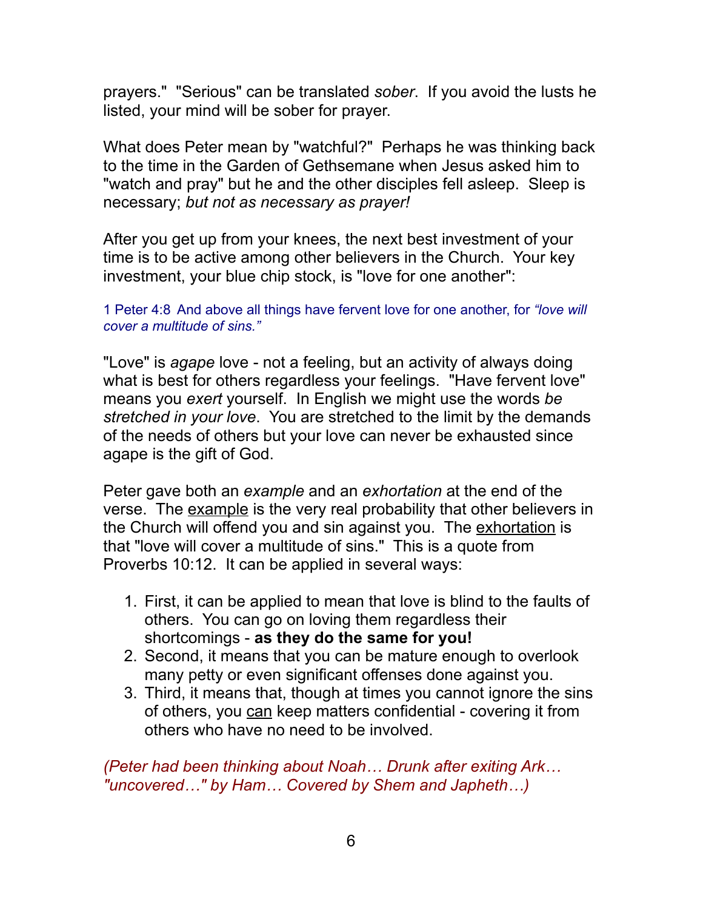prayers." "Serious" can be translated *sober*. If you avoid the lusts he listed, your mind will be sober for prayer.

What does Peter mean by "watchful?" Perhaps he was thinking back to the time in the Garden of Gethsemane when Jesus asked him to "watch and pray" but he and the other disciples fell asleep. Sleep is necessary; *but not as necessary as prayer!*

After you get up from your knees, the next best investment of your time is to be active among other believers in the Church. Your key investment, your blue chip stock, is "love for one another":

1 Peter 4:8 And above all things have fervent love for one another, for *"love will cover a multitude of sins."*

"Love" is *agape* love - not a feeling, but an activity of always doing what is best for others regardless your feelings. "Have fervent love" means you *exert* yourself. In English we might use the words *be stretched in your love*. You are stretched to the limit by the demands of the needs of others but your love can never be exhausted since agape is the gift of God.

Peter gave both an *example* and an *exhortation* at the end of the verse. The <u>example</u> is the very real probability that other believers in the Church will offend you and sin against you. The <u>exhortation</u> is that "love will cover a multitude of sins." This is a quote from Proverbs 10:12. It can be applied in several ways:

1. First, it can be applied to mean that love is blind to the faults of others. You can go on loving them regardless their shortcomings - **as they do the same for you!**
2. Second, it means that you can be mature enough to overlook many petty or even significant offenses done against you.
3. Third, it means that, though at times you cannot ignore the sins of others, you <u>can</u> keep matters confidential - covering it from others who have no need to be involved.

*(Peter had been thinking about Noah… Drunk after exiting Ark… "uncovered…" by Ham… Covered by Shem and Japheth…)*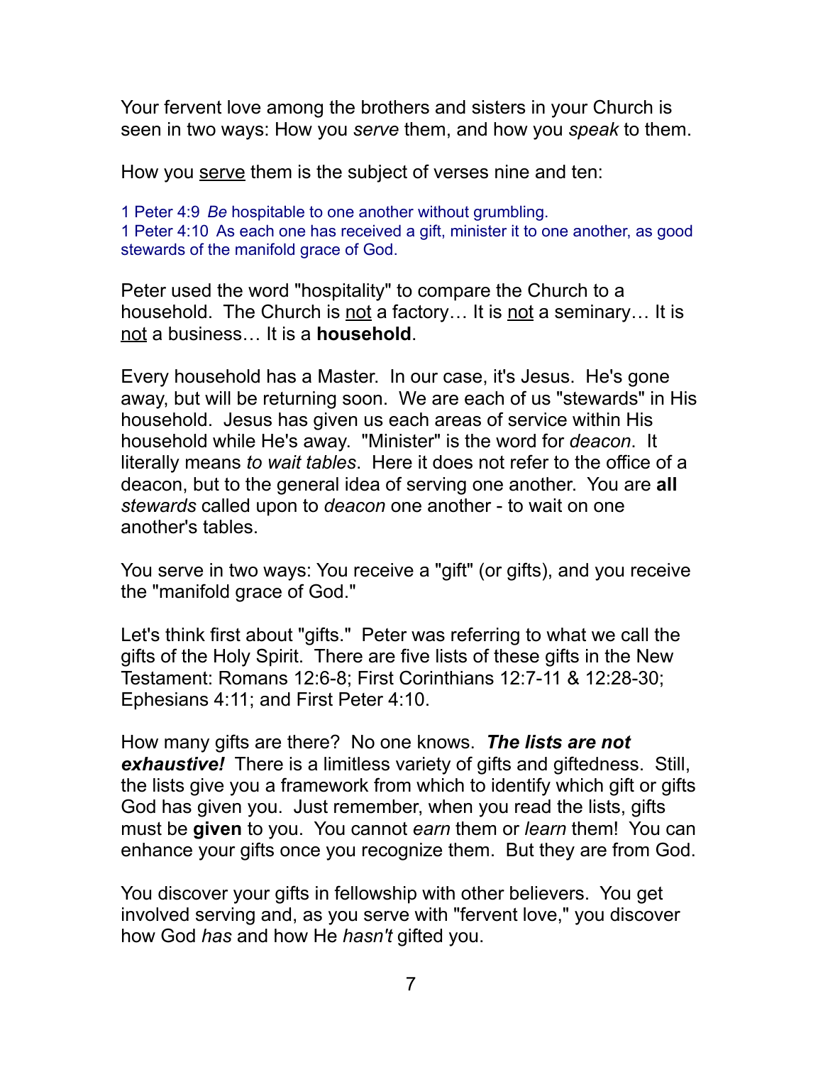Your fervent love among the brothers and sisters in your Church is seen in two ways: How you *serve* them, and how you *speak* to them.

How you <u>serve</u> them is the subject of verses nine and ten:

1 Peter 4:9  *Be* hospitable to one another without grumbling.
1 Peter 4:10  As each one has received a gift, minister it to one another, as good stewards of the manifold grace of God.

Peter used the word "hospitality" to compare the Church to a household.  The Church is <u>not</u> a factory… It is <u>not</u> a seminary… It is <u>not</u> a business… It is a **household**.

Every household has a Master.  In our case, it's Jesus.  He's gone away, but will be returning soon.  We are each of us "stewards" in His household.  Jesus has given us each areas of service within His household while He's away.  "Minister" is the word for *deacon*.  It literally means *to wait tables*.  Here it does not refer to the office of a deacon, but to the general idea of serving one another.  You are **all** *stewards* called upon to *deacon* one another - to wait on one another's tables.

You serve in two ways: You receive a "gift" (or gifts), and you receive the "manifold grace of God."

Let's think first about "gifts."  Peter was referring to what we call the gifts of the Holy Spirit.  There are five lists of these gifts in the New Testament: Romans 12:6-8; First Corinthians 12:7-11 & 12:28-30; Ephesians 4:11; and First Peter 4:10.

How many gifts are there?  No one knows.  ***The lists are not exhaustive!***  There is a limitless variety of gifts and giftedness.  Still, the lists give you a framework from which to identify which gift or gifts God has given you.  Just remember, when you read the lists, gifts must be **given** to you.  You cannot *earn* them or *learn* them!  You can enhance your gifts once you recognize them.  But they are from God.

You discover your gifts in fellowship with other believers.  You get involved serving and, as you serve with "fervent love," you discover how God *has* and how He *hasn't* gifted you.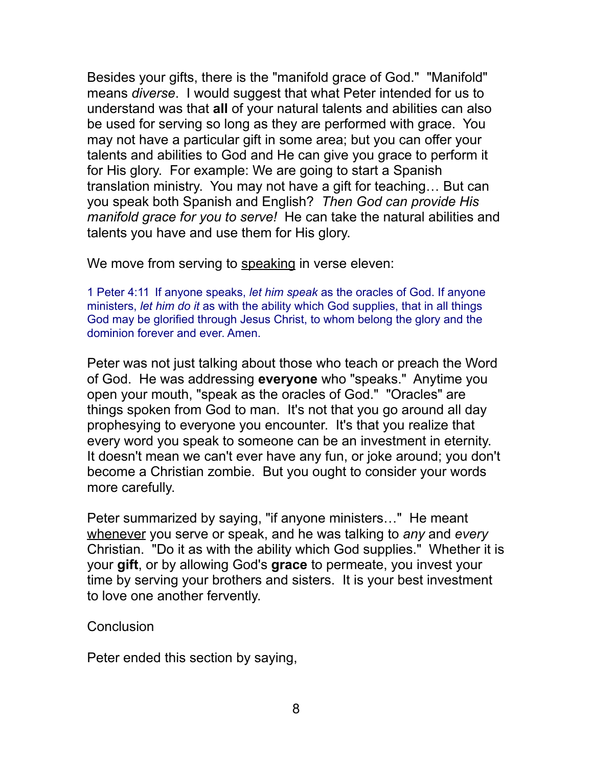Besides your gifts, there is the "manifold grace of God." "Manifold" means *diverse*. I would suggest that what Peter intended for us to understand was that **all** of your natural talents and abilities can also be used for serving so long as they are performed with grace. You may not have a particular gift in some area; but you can offer your talents and abilities to God and He can give you grace to perform it for His glory. For example: We are going to start a Spanish translation ministry. You may not have a gift for teaching… But can you speak both Spanish and English? *Then God can provide His manifold grace for you to serve!* He can take the natural abilities and talents you have and use them for His glory.

We move from serving to <u>speaking</u> in verse eleven:

> 1 Peter 4:11 If anyone speaks, *let him speak* as the oracles of God. If anyone ministers, *let him do it* as with the ability which God supplies, that in all things God may be glorified through Jesus Christ, to whom belong the glory and the dominion forever and ever. Amen.

Peter was not just talking about those who teach or preach the Word of God. He was addressing **everyone** who "speaks." Anytime you open your mouth, "speak as the oracles of God." "Oracles" are things spoken from God to man. It's not that you go around all day prophesying to everyone you encounter. It's that you realize that every word you speak to someone can be an investment in eternity. It doesn't mean we can't ever have any fun, or joke around; you don't become a Christian zombie. But you ought to consider your words more carefully.

Peter summarized by saying, "if anyone ministers…" He meant <u>whenever</u> you serve or speak, and he was talking to *any* and *every* Christian. "Do it as with the ability which God supplies." Whether it is your **gift**, or by allowing God's **grace** to permeate, you invest your time by serving your brothers and sisters. It is your best investment to love one another fervently.

Conclusion

Peter ended this section by saying,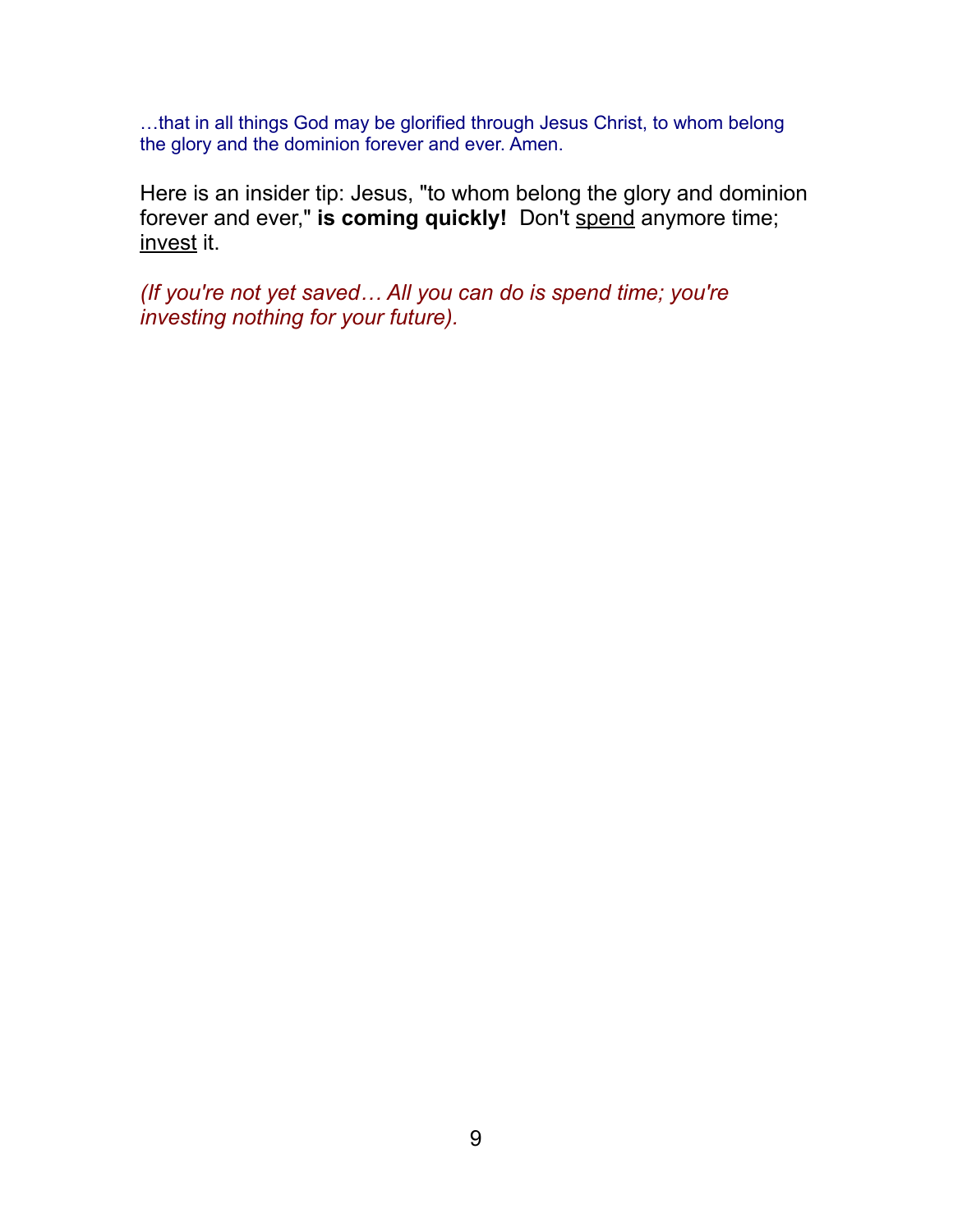…that in all things God may be glorified through Jesus Christ, to whom belong the glory and the dominion forever and ever. Amen.

Here is an insider tip: Jesus, "to whom belong the glory and dominion forever and ever," **is coming quickly!** Don't <u>spend</u> anymore time; <u>invest</u> it.

*(If you're not yet saved… All you can do is spend time; you're investing nothing for your future).*